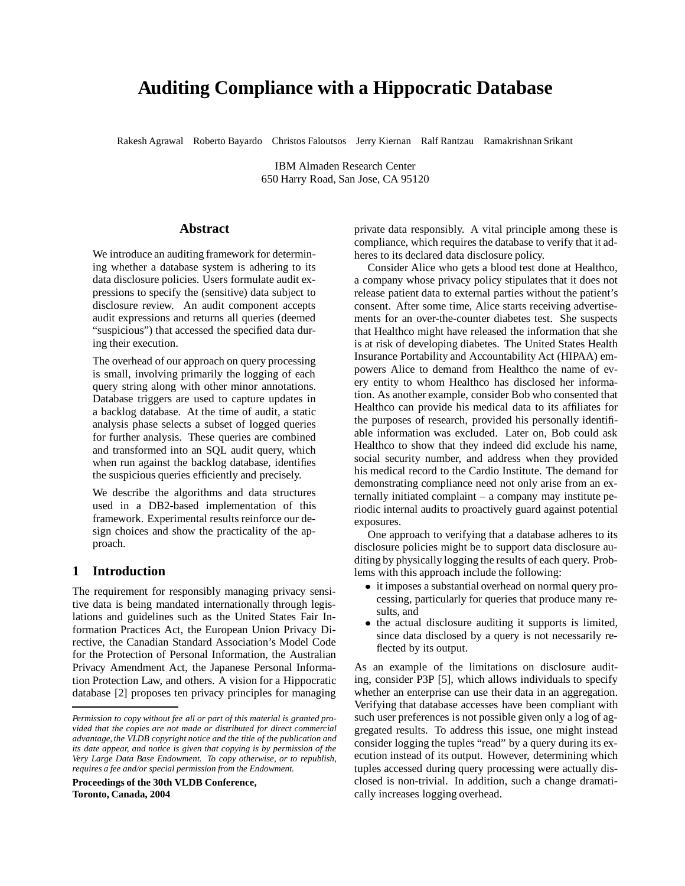# Auditing Compliance with a Hippocratic Database

Rakesh Agrawal   Roberto Bayardo   Christos Faloutsos   Jerry Kiernan   Ralf Rantzau   Ramakrishnan Srikant

IBM Almaden Research Center
650 Harry Road, San Jose, CA 95120

## Abstract

We introduce an auditing framework for determining whether a database system is adhering to its data disclosure policies. Users formulate audit expressions to specify the (sensitive) data subject to disclosure review. An audit component accepts audit expressions and returns all queries (deemed "suspicious") that accessed the specified data during their execution.

The overhead of our approach on query processing is small, involving primarily the logging of each query string along with other minor annotations. Database triggers are used to capture updates in a backlog database. At the time of audit, a static analysis phase selects a subset of logged queries for further analysis. These queries are combined and transformed into an SQL audit query, which when run against the backlog database, identifies the suspicious queries efficiently and precisely.

We describe the algorithms and data structures used in a DB2-based implementation of this framework. Experimental results reinforce our design choices and show the practicality of the approach.

## 1 Introduction

The requirement for responsibly managing privacy sensitive data is being mandated internationally through legislations and guidelines such as the United States Fair Information Practices Act, the European Union Privacy Directive, the Canadian Standard Association's Model Code for the Protection of Personal Information, the Australian Privacy Amendment Act, the Japanese Personal Information Protection Law, and others. A vision for a Hippocratic database [2] proposes ten privacy principles for managing private data responsibly. A vital principle among these is compliance, which requires the database to verify that it adheres to its declared data disclosure policy.

Consider Alice who gets a blood test done at Healthco, a company whose privacy policy stipulates that it does not release patient data to external parties without the patient's consent. After some time, Alice starts receiving advertisements for an over-the-counter diabetes test. She suspects that Healthco might have released the information that she is at risk of developing diabetes. The United States Health Insurance Portability and Accountability Act (HIPAA) empowers Alice to demand from Healthco the name of every entity to whom Healthco has disclosed her information. As another example, consider Bob who consented that Healthco can provide his medical data to its affiliates for the purposes of research, provided his personally identifiable information was excluded. Later on, Bob could ask Healthco to show that they indeed did exclude his name, social security number, and address when they provided his medical record to the Cardio Institute. The demand for demonstrating compliance need not only arise from an externally initiated complaint – a company may institute periodic internal audits to proactively guard against potential exposures.

One approach to verifying that a database adheres to its disclosure policies might be to support data disclosure auditing by physically logging the results of each query. Problems with this approach include the following:

- it imposes a substantial overhead on normal query processing, particularly for queries that produce many results, and
- the actual disclosure auditing it supports is limited, since data disclosed by a query is not necessarily reflected by its output.

As an example of the limitations on disclosure auditing, consider P3P [5], which allows individuals to specify whether an enterprise can use their data in an aggregation. Verifying that database accesses have been compliant with such user preferences is not possible given only a log of aggregated results. To address this issue, one might instead consider logging the tuples "read" by a query during its execution instead of its output. However, determining which tuples accessed during query processing were actually disclosed is non-trivial. In addition, such a change dramatically increases logging overhead.

*Permission to copy without fee all or part of this material is granted provided that the copies are not made or distributed for direct commercial advantage, the VLDB copyright notice and the title of the publication and its date appear, and notice is given that copying is by permission of the Very Large Data Base Endowment. To copy otherwise, or to republish, requires a fee and/or special permission from the Endowment.*

**Proceedings of the 30th VLDB Conference, Toronto, Canada, 2004**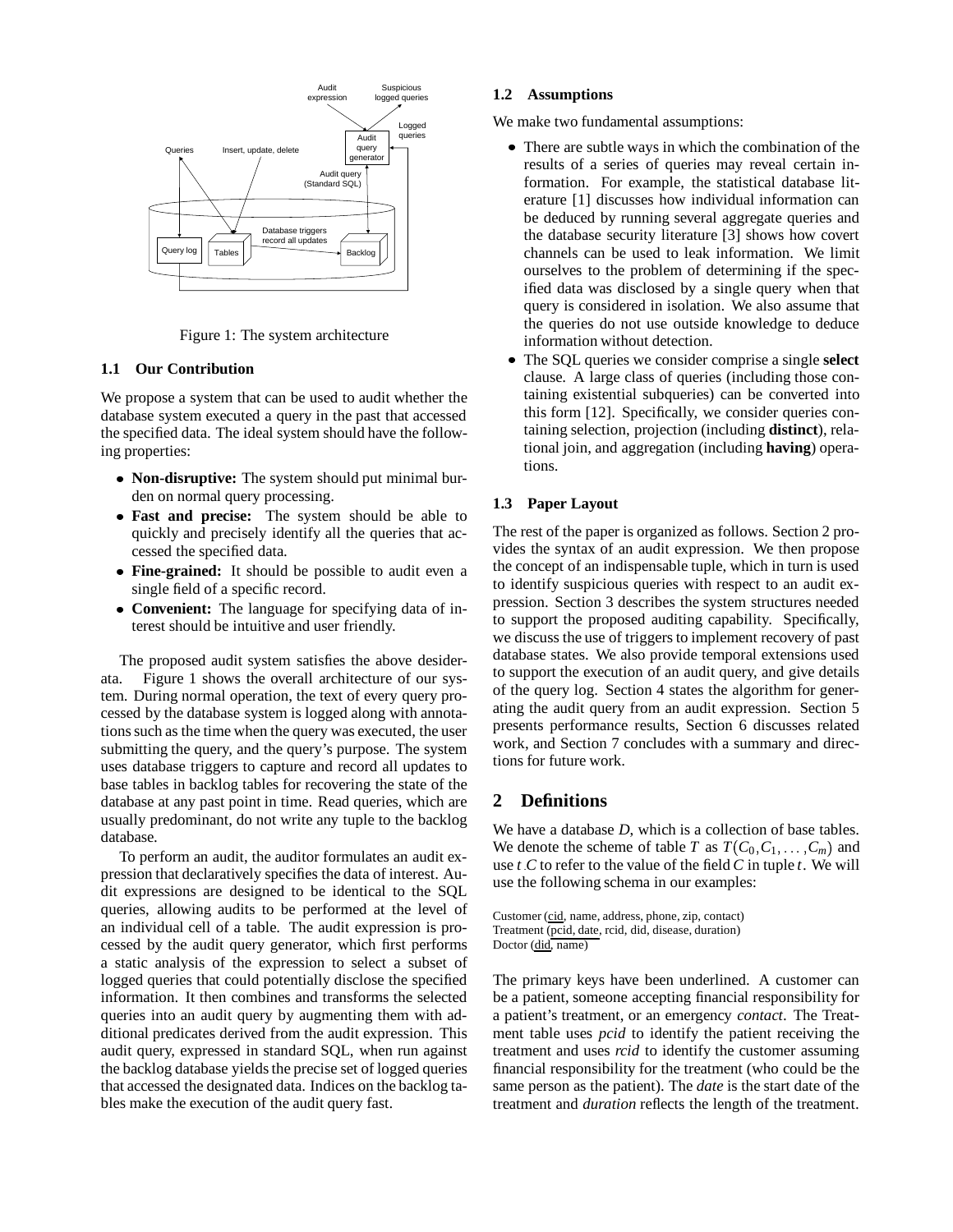Figure 1: The system architecture

### 1.1 Our Contribution

We propose a system that can be used to audit whether the database system executed a query in the past that accessed the specified data. The ideal system should have the following properties:

- **Non-disruptive:** The system should put minimal burden on normal query processing.
- **Fast and precise:** The system should be able to quickly and precisely identify all the queries that accessed the specified data.
- **Fine-grained:** It should be possible to audit even a single field of a specific record.
- **Convenient:** The language for specifying data of interest should be intuitive and user friendly.

The proposed audit system satisfies the above desiderata. Figure 1 shows the overall architecture of our system. During normal operation, the text of every query processed by the database system is logged along with annotations such as the time when the query was executed, the user submitting the query, and the query's purpose. The system uses database triggers to capture and record all updates to base tables in backlog tables for recovering the state of the database at any past point in time. Read queries, which are usually predominant, do not write any tuple to the backlog database.

To perform an audit, the auditor formulates an audit expression that declaratively specifies the data of interest. Audit expressions are designed to be identical to the SQL queries, allowing audits to be performed at the level of an individual cell of a table. The audit expression is processed by the audit query generator, which first performs a static analysis of the expression to select a subset of logged queries that could potentially disclose the specified information. It then combines and transforms the selected queries into an audit query by augmenting them with additional predicates derived from the audit expression. This audit query, expressed in standard SQL, when run against the backlog database yields the precise set of logged queries that accessed the designated data. Indices on the backlog tables make the execution of the audit query fast.

### 1.2 Assumptions

We make two fundamental assumptions:

- There are subtle ways in which the combination of the results of a series of queries may reveal certain information. For example, the statistical database literature [1] discusses how individual information can be deduced by running several aggregate queries and the database security literature [3] shows how covert channels can be used to leak information. We limit ourselves to the problem of determining if the specified data was disclosed by a single query when that query is considered in isolation. We also assume that the queries do not use outside knowledge to deduce information without detection.
- The SQL queries we consider comprise a single **select** clause. A large class of queries (including those containing existential subqueries) can be converted into this form [12]. Specifically, we consider queries containing selection, projection (including **distinct**), relational join, and aggregation (including **having**) operations.

### 1.3 Paper Layout

The rest of the paper is organized as follows. Section 2 provides the syntax of an audit expression. We then propose the concept of an indispensable tuple, which in turn is used to identify suspicious queries with respect to an audit expression. Section 3 describes the system structures needed to support the proposed auditing capability. Specifically, we discuss the use of triggers to implement recovery of past database states. We also provide temporal extensions used to support the execution of an audit query, and give details of the query log. Section 4 states the algorithm for generating the audit query from an audit expression. Section 5 presents performance results, Section 6 discusses related work, and Section 7 concludes with a summary and directions for future work.

## 2 Definitions

We have a database $D$, which is a collection of base tables. We denote the scheme of table $T$ as $T(C_0, C_1, \ldots, C_m)$ and use $t.C$ to refer to the value of the field $C$ in tuple $t$. We will use the following schema in our examples:

Customer (cid, name, address, phone, zip, contact)
Treatment (pcid, date, rcid, did, disease, duration)
Doctor (did, name)

The primary keys have been underlined. A customer can be a patient, someone accepting financial responsibility for a patient's treatment, or an emergency *contact*. The Treatment table uses *pcid* to identify the patient receiving the treatment and uses *rcid* to identify the customer assuming financial responsibility for the treatment (who could be the same person as the patient). The *date* is the start date of the treatment and *duration* reflects the length of the treatment.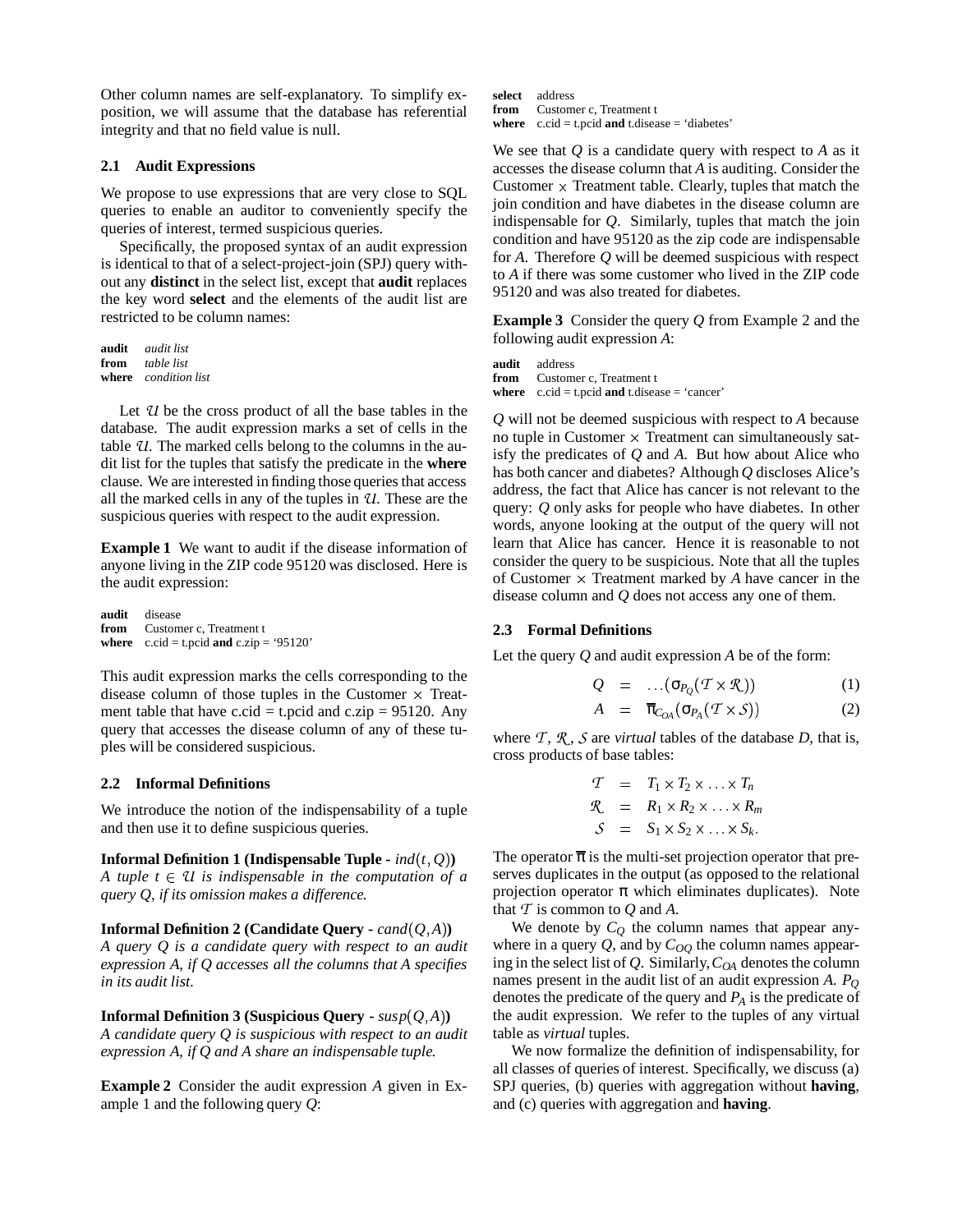Other column names are self-explanatory. To simplify exposition, we will assume that the database has referential integrity and that no field value is null.

### 2.1 Audit Expressions

We propose to use expressions that are very close to SQL queries to enable an auditor to conveniently specify the queries of interest, termed suspicious queries.

Specifically, the proposed syntax of an audit expression is identical to that of a select-project-join (SPJ) query without any **distinct** in the select list, except that **audit** replaces the key word **select** and the elements of the audit list are restricted to be column names:

```
audit  audit list
from   table list
where  condition list
```

Let $\mathcal{U}$ be the cross product of all the base tables in the database. The audit expression marks a set of cells in the table $\mathcal{U}$. The marked cells belong to the columns in the audit list for the tuples that satisfy the predicate in the **where** clause. We are interested in finding those queries that access all the marked cells in any of the tuples in $\mathcal{U}$. These are the suspicious queries with respect to the audit expression.

**Example 1** We want to audit if the disease information of anyone living in the ZIP code 95120 was disclosed. Here is the audit expression:

```
audit  disease
from   Customer c, Treatment t
where  c.cid = t.pcid and c.zip = '95120'
```

This audit expression marks the cells corresponding to the disease column of those tuples in the Customer $\times$ Treatment table that have c.cid = t.pcid and c.zip = 95120. Any query that accesses the disease column of any of these tuples will be considered suspicious.

### 2.2 Informal Definitions

We introduce the notion of the indispensability of a tuple and then use it to define suspicious queries.

**Informal Definition 1 (Indispensable Tuple -** $ind(t,Q)$**)** *A tuple $t \in \mathcal{U}$ is indispensable in the computation of a query $Q$, if its omission makes a difference.*

**Informal Definition 2 (Candidate Query -** $cand(Q,A)$**)** *A query $Q$ is a candidate query with respect to an audit expression $A$, if $Q$ accesses all the columns that $A$ specifies in its audit list.*

**Informal Definition 3 (Suspicious Query -** $susp(Q,A)$**)** *A candidate query $Q$ is suspicious with respect to an audit expression $A$, if $Q$ and $A$ share an indispensable tuple.*

**Example 2** Consider the audit expression $A$ given in Example 1 and the following query $Q$:

```
select  address
from    Customer c, Treatment t
where   c.cid = t.pcid and t.disease = 'diabetes'
```

We see that $Q$ is a candidate query with respect to $A$ as it accesses the disease column that $A$ is auditing. Consider the Customer $\times$ Treatment table. Clearly, tuples that match the join condition and have diabetes in the disease column are indispensable for $Q$. Similarly, tuples that match the join condition and have 95120 as the zip code are indispensable for $A$. Therefore $Q$ will be deemed suspicious with respect to $A$ if there was some customer who lived in the ZIP code 95120 and was also treated for diabetes.

**Example 3** Consider the query $Q$ from Example 2 and the following audit expression $A$:

```
audit  address
from   Customer c, Treatment t
where  c.cid = t.pcid and t.disease = 'cancer'
```

$Q$ will not be deemed suspicious with respect to $A$ because no tuple in Customer $\times$ Treatment can simultaneously satisfy the predicates of $Q$ and $A$. But how about Alice who has both cancer and diabetes? Although $Q$ discloses Alice's address, the fact that Alice has cancer is not relevant to the query: $Q$ only asks for people who have diabetes. In other words, anyone looking at the output of the query will not learn that Alice has cancer. Hence it is reasonable to not consider the query to be suspicious. Note that all the tuples of Customer $\times$ Treatment marked by $A$ have cancer in the disease column and $Q$ does not access any one of them.

### 2.3 Formal Definitions

Let the query $Q$ and audit expression $A$ be of the form:

$$Q = \ldots(\sigma_{P_Q}(\mathcal{T} \times \mathcal{R})) \quad (1)$$

$$A = \overline{\pi}_{C_{OA}}(\sigma_{P_A}(\mathcal{T} \times \mathcal{S})) \quad (2)$$

where $\mathcal{T}$, $\mathcal{R}$, $\mathcal{S}$ are *virtual* tables of the database $D$, that is, cross products of base tables:

$$\mathcal{T} = T_1 \times T_2 \times \ldots \times T_n$$

$$\mathcal{R} = R_1 \times R_2 \times \ldots \times R_m$$

$$\mathcal{S} = S_1 \times S_2 \times \ldots \times S_k.$$

The operator $\overline{\pi}$ is the multi-set projection operator that preserves duplicates in the output (as opposed to the relational projection operator $\pi$ which eliminates duplicates). Note that $\mathcal{T}$ is common to $Q$ and $A$.

We denote by $C_Q$ the column names that appear anywhere in a query $Q$, and by $C_{OQ}$ the column names appearing in the select list of $Q$. Similarly, $C_{OA}$ denotes the column names present in the audit list of an audit expression $A$. $P_Q$ denotes the predicate of the query and $P_A$ is the predicate of the audit expression. We refer to the tuples of any virtual table as *virtual* tuples.

We now formalize the definition of indispensability, for all classes of queries of interest. Specifically, we discuss (a) SPJ queries, (b) queries with aggregation without **having**, and (c) queries with aggregation and **having**.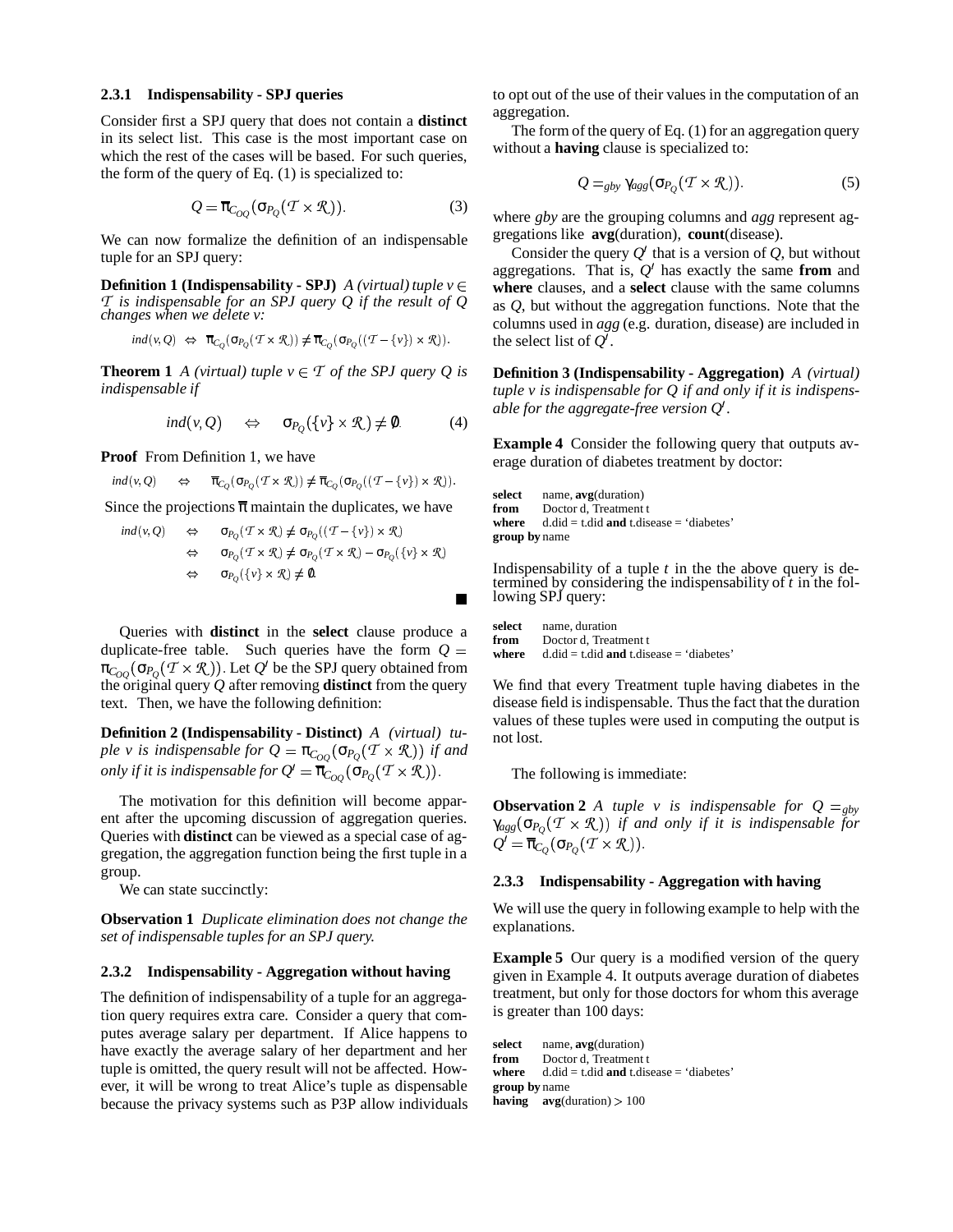#### 2.3.1 Indispensability - SPJ queries

Consider first a SPJ query that does not contain a **distinct** in its select list. This case is the most important case on which the rest of the cases will be based. For such queries, the form of the query of Eq. (1) is specialized to:

$$Q = \overline{\pi}_{C_{OQ}}(\sigma_{P_Q}(\mathcal{T} \times \mathcal{R})). \tag{3}$$

We can now formalize the definition of an indispensable tuple for an SPJ query:

**Definition 1 (Indispensability - SPJ)** *A (virtual) tuple $v \in \mathcal{T}$ is indispensable for an SPJ query Q if the result of Q changes when we delete v:*

$$ind(v,Q) \;\Leftrightarrow\; \overline{\pi}_{C_Q}(\sigma_{P_Q}(\mathcal{T} \times \mathcal{R})) \neq \overline{\pi}_{C_Q}(\sigma_{P_Q}((\mathcal{T} - \{v\}) \times \mathcal{R})).$$

**Theorem 1** *A (virtual) tuple $v \in \mathcal{T}$ of the SPJ query Q is indispensable if*

$$ind(v,Q) \quad \Leftrightarrow \quad \sigma_{P_Q}(\{v\} \times \mathcal{R}) \neq \emptyset. \tag{4}$$

**Proof** From Definition 1, we have

$$ind(v,Q) \quad \Leftrightarrow \quad \overline{\pi}_{C_Q}(\sigma_{P_Q}(\mathcal{T} \times \mathcal{R})) \neq \overline{\pi}_{C_Q}(\sigma_{P_Q}((\mathcal{T} - \{v\}) \times \mathcal{R})).$$

Since the projections $\overline{\pi}$ maintain the duplicates, we have

$$
\begin{aligned}
ind(v,Q) \quad &\Leftrightarrow \quad \sigma_{P_Q}(\mathcal{T} \times \mathcal{R}) \neq \sigma_{P_Q}((\mathcal{T} - \{v\}) \times \mathcal{R}) \\
&\Leftrightarrow \quad \sigma_{P_Q}(\mathcal{T} \times \mathcal{R}) \neq \sigma_{P_Q}(\mathcal{T} \times \mathcal{R}) - \sigma_{P_Q}(\{v\} \times \mathcal{R}) \\
&\Leftrightarrow \quad \sigma_{P_Q}(\{v\} \times \mathcal{R}) \neq \emptyset.
\end{aligned}
$$

■

Queries with **distinct** in the **select** clause produce a duplicate-free table. Such queries have the form $Q = \pi_{C_{OQ}}(\sigma_{P_Q}(\mathcal{T} \times \mathcal{R}))$. Let $Q'$ be the SPJ query obtained from the original query $Q$ after removing **distinct** from the query text. Then, we have the following definition:

**Definition 2 (Indispensability - Distinct)** *A (virtual) tuple v is indispensable for $Q = \pi_{C_{OQ}}(\sigma_{P_Q}(\mathcal{T} \times \mathcal{R}))$ if and only if it is indispensable for $Q' = \overline{\pi}_{C_{OQ}}(\sigma_{P_Q}(\mathcal{T} \times \mathcal{R}))$.*

The motivation for this definition will become apparent after the upcoming discussion of aggregation queries. Queries with **distinct** can be viewed as a special case of aggregation, the aggregation function being the first tuple in a group.

We can state succinctly:

**Observation 1** *Duplicate elimination does not change the set of indispensable tuples for an SPJ query.*

#### 2.3.2 Indispensability - Aggregation without having

The definition of indispensability of a tuple for an aggregation query requires extra care. Consider a query that computes average salary per department. If Alice happens to have exactly the average salary of her department and her tuple is omitted, the query result will not be affected. However, it will be wrong to treat Alice's tuple as dispensable because the privacy systems such as P3P allow individuals to opt out of the use of their values in the computation of an aggregation.

The form of the query of Eq. (1) for an aggregation query without a **having** clause is specialized to:

$$Q = _{gby}\gamma_{agg}(\sigma_{P_Q}(\mathcal{T} \times \mathcal{R})). \tag{5}$$

where *gby* are the grouping columns and *agg* represent aggregations like **avg**(duration), **count**(disease).

Consider the query $Q'$ that is a version of $Q$, but without aggregations. That is, $Q'$ has exactly the same **from** and **where** clauses, and a **select** clause with the same columns as $Q$, but without the aggregation functions. Note that the columns used in *agg* (e.g. duration, disease) are included in the select list of $Q'$.

**Definition 3 (Indispensability - Aggregation)** *A (virtual) tuple v is indispensable for Q if and only if it is indispensable for the aggregate-free version $Q'$.*

**Example 4** Consider the following query that outputs average duration of diabetes treatment by doctor:

```
select    name, avg(duration)
from      Doctor d, Treatment t
where     d.did = t.did and t.disease = 'diabetes'
group by  name
```

Indispensability of a tuple $t$ in the the above query is determined by considering the indispensability of $t$ in the following SPJ query:

```
select    name, duration
from      Doctor d, Treatment t
where     d.did = t.did and t.disease = 'diabetes'
```

We find that every Treatment tuple having diabetes in the disease field is indispensable. Thus the fact that the duration values of these tuples were used in computing the output is not lost.

The following is immediate:

**Observation 2** *A tuple v is indispensable for $Q = _{gby}\gamma_{agg}(\sigma_{P_Q}(\mathcal{T} \times \mathcal{R}))$ if and only if it is indispensable for $Q' = \overline{\pi}_{C_Q}(\sigma_{P_Q}(\mathcal{T} \times \mathcal{R}))$.*

#### 2.3.3 Indispensability - Aggregation with having

We will use the query in following example to help with the explanations.

**Example 5** Our query is a modified version of the query given in Example 4. It outputs average duration of diabetes treatment, but only for those doctors for whom this average is greater than 100 days:

```
select    name, avg(duration)
from      Doctor d, Treatment t
where     d.did = t.did and t.disease = 'diabetes'
group by  name
having    avg(duration) > 100
```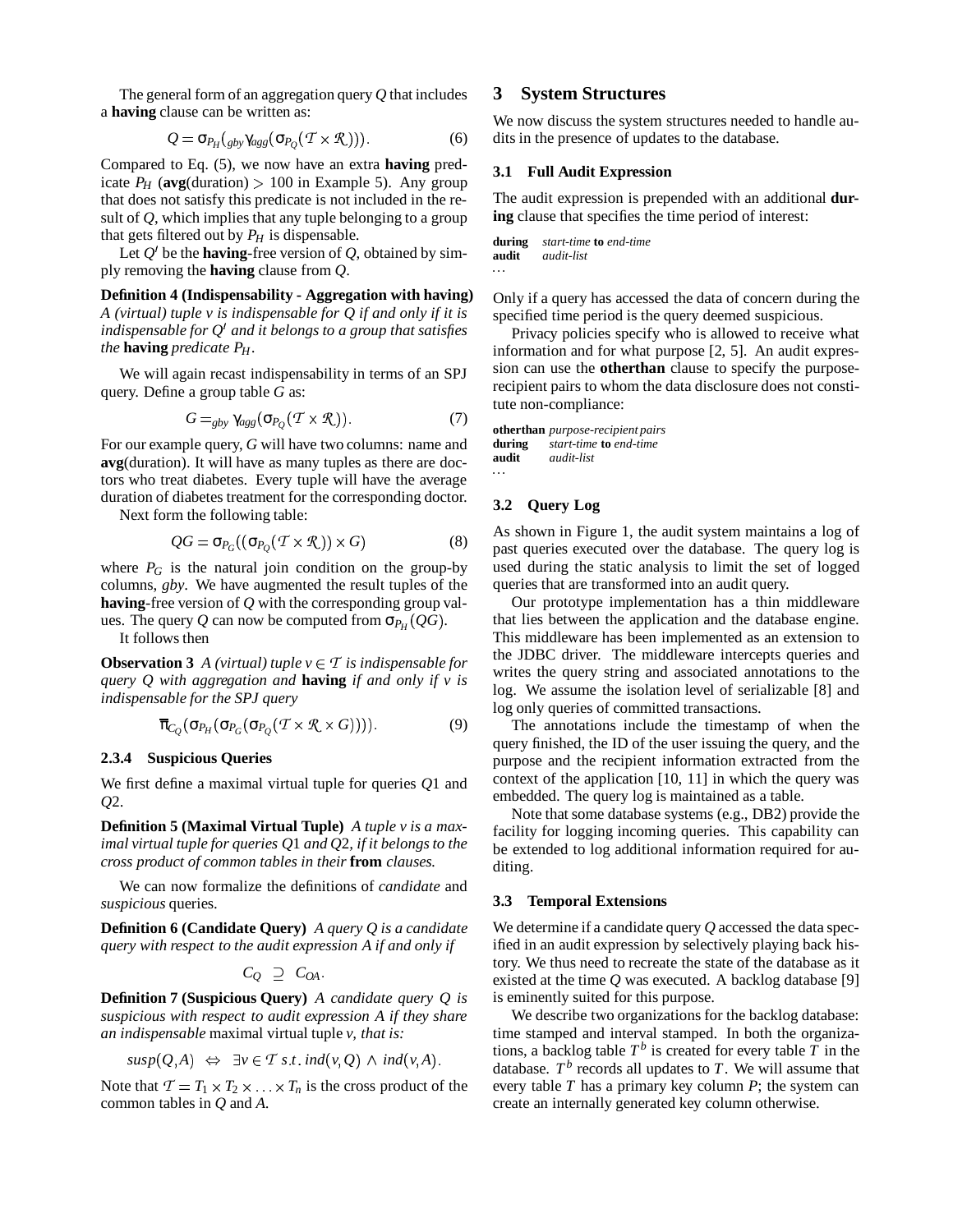The general form of an aggregation query $Q$ that includes a **having** clause can be written as:

$$Q = \sigma_{P_H}({}_{gby}\gamma_{agg}(\sigma_{P_Q}(\mathcal{T} \times \mathcal{R}))). \tag{6}$$

Compared to Eq. (5), we now have an extra **having** predicate $P_H$ (**avg**(duration) $> 100$ in Example 5). Any group that does not satisfy this predicate is not included in the result of $Q$, which implies that any tuple belonging to a group that gets filtered out by $P_H$ is dispensable.

Let $Q'$ be the **having**-free version of $Q$, obtained by simply removing the **having** clause from $Q$.

**Definition 4 (Indispensability - Aggregation with having)** *A (virtual) tuple $v$ is indispensable for $Q$ if and only if it is indispensable for $Q'$ and it belongs to a group that satisfies the* **having** *predicate $P_H$.*

We will again recast indispensability in terms of an SPJ query. Define a group table $G$ as:

$$G = {}_{gby}\gamma_{agg}(\sigma_{P_Q}(\mathcal{T} \times \mathcal{R})). \tag{7}$$

For our example query, $G$ will have two columns: name and **avg**(duration). It will have as many tuples as there are doctors who treat diabetes. Every tuple will have the average duration of diabetes treatment for the corresponding doctor.

Next form the following table:

$$QG = \sigma_{P_G}((\sigma_{P_Q}(\mathcal{T} \times \mathcal{R})) \times G) \tag{8}$$

where $P_G$ is the natural join condition on the group-by columns, *gby*. We have augmented the result tuples of the **having**-free version of $Q$ with the corresponding group values. The query $Q$ can now be computed from $\sigma_{P_H}(QG)$.

It follows then

**Observation 3** *A (virtual) tuple $v \in \mathcal{T}$ is indispensable for query $Q$ with aggregation and* **having** *if and only if $v$ is indispensable for the SPJ query*

$$\overline{\pi}_{C_Q}(\sigma_{P_H}(\sigma_{P_G}(\sigma_{P_Q}(\mathcal{T} \times \mathcal{R} \times G)))). \tag{9}$$

#### 2.3.4 Suspicious Queries

We first define a maximal virtual tuple for queries $Q1$ and $Q2$.

**Definition 5 (Maximal Virtual Tuple)** *A tuple $v$ is a maximal virtual tuple for queries $Q1$ and $Q2$, if it belongs to the cross product of common tables in their* **from** *clauses.*

We can now formalize the definitions of *candidate* and *suspicious* queries.

**Definition 6 (Candidate Query)** *A query $Q$ is a candidate query with respect to the audit expression $A$ if and only if*

$$C_Q \supseteq C_{OA}.$$

**Definition 7 (Suspicious Query)** *A candidate query $Q$ is suspicious with respect to audit expression $A$ if they share an indispensable* maximal virtual tuple *$v$, that is:*

$$susp(Q,A) \Leftrightarrow \exists v \in \mathcal{T} \; s.t. \; ind(v,Q) \wedge ind(v,A).$$

Note that $\mathcal{T} = T_1 \times T_2 \times \ldots \times T_n$ is the cross product of the common tables in $Q$ and $A$.

## 3 System Structures

We now discuss the system structures needed to handle audits in the presence of updates to the database.

### 3.1 Full Audit Expression

The audit expression is prepended with an additional **during** clause that specifies the time period of interest:

```
during  start-time to end-time
audit   audit-list
...
```

Only if a query has accessed the data of concern during the specified time period is the query deemed suspicious.

Privacy policies specify who is allowed to receive what information and for what purpose [2, 5]. An audit expression can use the **otherthan** clause to specify the purpose-recipient pairs to whom the data disclosure does not constitute non-compliance:

```
otherthan purpose-recipient pairs
during    start-time to end-time
audit     audit-list
...
```

### 3.2 Query Log

As shown in Figure 1, the audit system maintains a log of past queries executed over the database. The query log is used during the static analysis to limit the set of logged queries that are transformed into an audit query.

Our prototype implementation has a thin middleware that lies between the application and the database engine. This middleware has been implemented as an extension to the JDBC driver. The middleware intercepts queries and writes the query string and associated annotations to the log. We assume the isolation level of serializable [8] and log only queries of committed transactions.

The annotations include the timestamp of when the query finished, the ID of the user issuing the query, and the purpose and the recipient information extracted from the context of the application [10, 11] in which the query was embedded. The query log is maintained as a table.

Note that some database systems (e.g., DB2) provide the facility for logging incoming queries. This capability can be extended to log additional information required for auditing.

### 3.3 Temporal Extensions

We determine if a candidate query $Q$ accessed the data specified in an audit expression by selectively playing back history. We thus need to recreate the state of the database as it existed at the time $Q$ was executed. A backlog database [9] is eminently suited for this purpose.

We describe two organizations for the backlog database: time stamped and interval stamped. In both the organizations, a backlog table $T^b$ is created for every table $T$ in the database. $T^b$ records all updates to $T$. We will assume that every table $T$ has a primary key column $P$; the system can create an internally generated key column otherwise.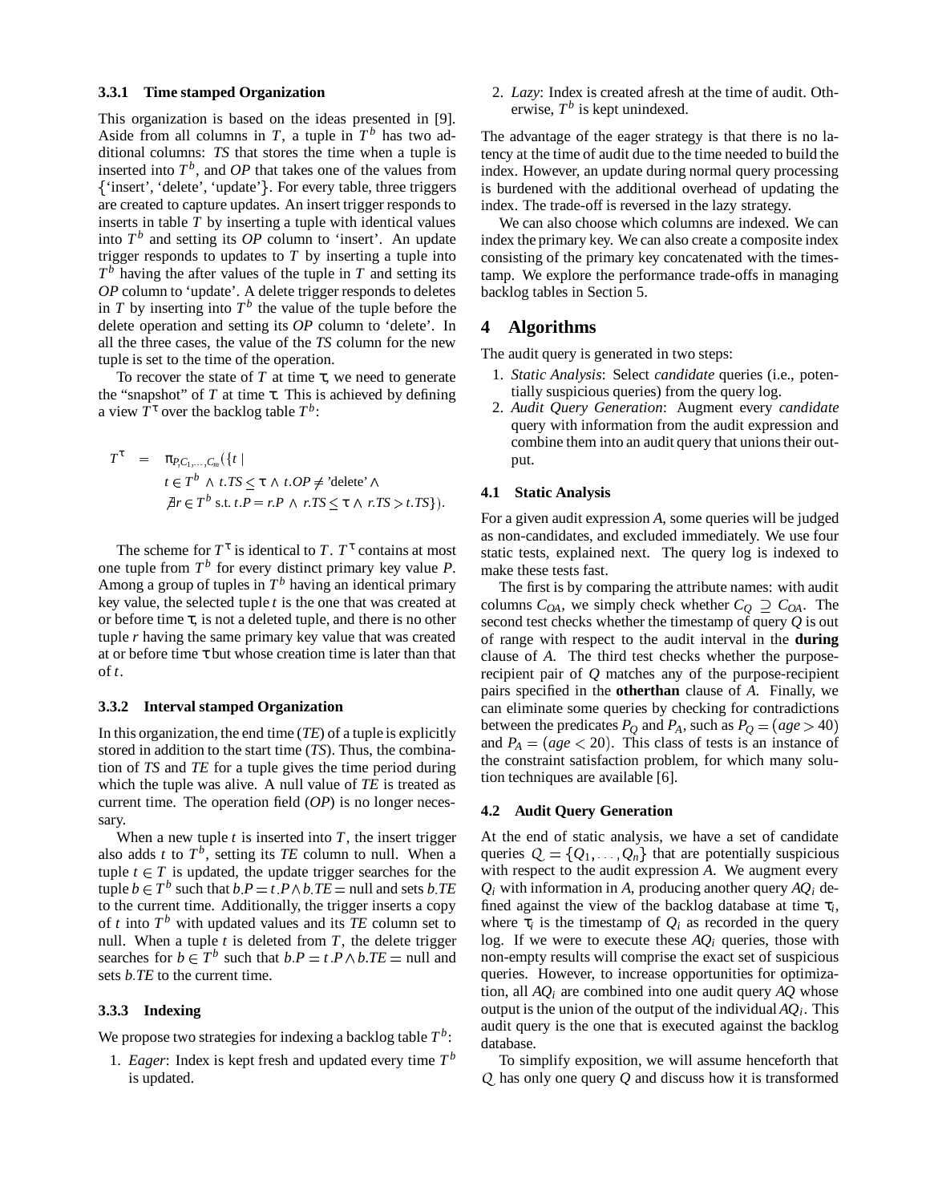#### 3.3.1 Time stamped Organization

This organization is based on the ideas presented in [9]. Aside from all columns in $T$, a tuple in $T^b$ has two additional columns: *TS* that stores the time when a tuple is inserted into $T^b$, and *OP* that takes one of the values from {'insert', 'delete', 'update'}. For every table, three triggers are created to capture updates. An insert trigger responds to inserts in table $T$ by inserting a tuple with identical values into $T^b$ and setting its *OP* column to 'insert'. An update trigger responds to updates to $T$ by inserting a tuple into $T^b$ having the after values of the tuple in $T$ and setting its *OP* column to 'update'. A delete trigger responds to deletes in $T$ by inserting into $T^b$ the value of the tuple before the delete operation and setting its *OP* column to 'delete'. In all the three cases, the value of the *TS* column for the new tuple is set to the time of the operation.

To recover the state of $T$ at time $\tau$, we need to generate the "snapshot" of $T$ at time $\tau$. This is achieved by defining a view $T^\tau$ over the backlog table $T^b$:

$$
\begin{aligned}
T^\tau \;=\; & \pi_{P,C_1,\ldots,C_m}(\{t \mid \\
& t \in T^b \,\wedge\, t.TS \leq \tau \,\wedge\, t.OP \neq \text{'delete'} \,\wedge \\
& \nexists r \in T^b \text{ s.t. } t.P = r.P \,\wedge\, r.TS \leq \tau \,\wedge\, r.TS > t.TS\}).
\end{aligned}
$$

The scheme for $T^\tau$ is identical to $T$. $T^\tau$ contains at most one tuple from $T^b$ for every distinct primary key value $P$. Among a group of tuples in $T^b$ having an identical primary key value, the selected tuple $t$ is the one that was created at or before time $\tau$, is not a deleted tuple, and there is no other tuple $r$ having the same primary key value that was created at or before time $\tau$ but whose creation time is later than that of $t$.

#### 3.3.2 Interval stamped Organization

In this organization, the end time (*TE*) of a tuple is explicitly stored in addition to the start time (*TS*). Thus, the combination of *TS* and *TE* for a tuple gives the time period during which the tuple was alive. A null value of *TE* is treated as current time. The operation field (*OP*) is no longer necessary.

When a new tuple $t$ is inserted into $T$, the insert trigger also adds $t$ to $T^b$, setting its *TE* column to null. When a tuple $t \in T$ is updated, the update trigger searches for the tuple $b \in T^b$ such that $b.P = t.P \wedge b.TE = \text{null}$ and sets $b.TE$ to the current time. Additionally, the trigger inserts a copy of $t$ into $T^b$ with updated values and its *TE* column set to null. When a tuple $t$ is deleted from $T$, the delete trigger searches for $b \in T^b$ such that $b.P = t.P \wedge b.TE = \text{null}$ and sets $b.TE$ to the current time.

#### 3.3.3 Indexing

We propose two strategies for indexing a backlog table $T^b$:

1. *Eager*: Index is kept fresh and updated every time $T^b$ is updated.
2. *Lazy*: Index is created afresh at the time of audit. Otherwise, $T^b$ is kept unindexed.

The advantage of the eager strategy is that there is no latency at the time of audit due to the time needed to build the index. However, an update during normal query processing is burdened with the additional overhead of updating the index. The trade-off is reversed in the lazy strategy.

We can also choose which columns are indexed. We can index the primary key. We can also create a composite index consisting of the primary key concatenated with the timestamp. We explore the performance trade-offs in managing backlog tables in Section 5.

## 4 Algorithms

The audit query is generated in two steps:

1. *Static Analysis*: Select *candidate* queries (i.e., potentially suspicious queries) from the query log.
2. *Audit Query Generation*: Augment every *candidate* query with information from the audit expression and combine them into an audit query that unions their output.

### 4.1 Static Analysis

For a given audit expression $A$, some queries will be judged as non-candidates, and excluded immediately. We use four static tests, explained next. The query log is indexed to make these tests fast.

The first is by comparing the attribute names: with audit columns $C_{OA}$, we simply check whether $C_Q \supseteq C_{OA}$. The second test checks whether the timestamp of query $Q$ is out of range with respect to the audit interval in the **during** clause of $A$. The third test checks whether the purpose-recipient pair of $Q$ matches any of the purpose-recipient pairs specified in the **otherthan** clause of $A$. Finally, we can eliminate some queries by checking for contradictions between the predicates $P_Q$ and $P_A$, such as $P_Q = (age > 40)$ and $P_A = (age < 20)$. This class of tests is an instance of the constraint satisfaction problem, for which many solution techniques are available [6].

### 4.2 Audit Query Generation

At the end of static analysis, we have a set of candidate queries $\mathcal{Q} = \{Q_1, \ldots, Q_n\}$ that are potentially suspicious with respect to the audit expression $A$. We augment every $Q_i$ with information in $A$, producing another query $AQ_i$ defined against the view of the backlog database at time $\tau_i$, where $\tau_i$ is the timestamp of $Q_i$ as recorded in the query log. If we were to execute these $AQ_i$ queries, those with non-empty results will comprise the exact set of suspicious queries. However, to increase opportunities for optimization, all $AQ_i$ are combined into one audit query $AQ$ whose output is the union of the output of the individual $AQ_i$. This audit query is the one that is executed against the backlog database.

To simplify exposition, we will assume henceforth that $\mathcal{Q}$ has only one query $Q$ and discuss how it is transformed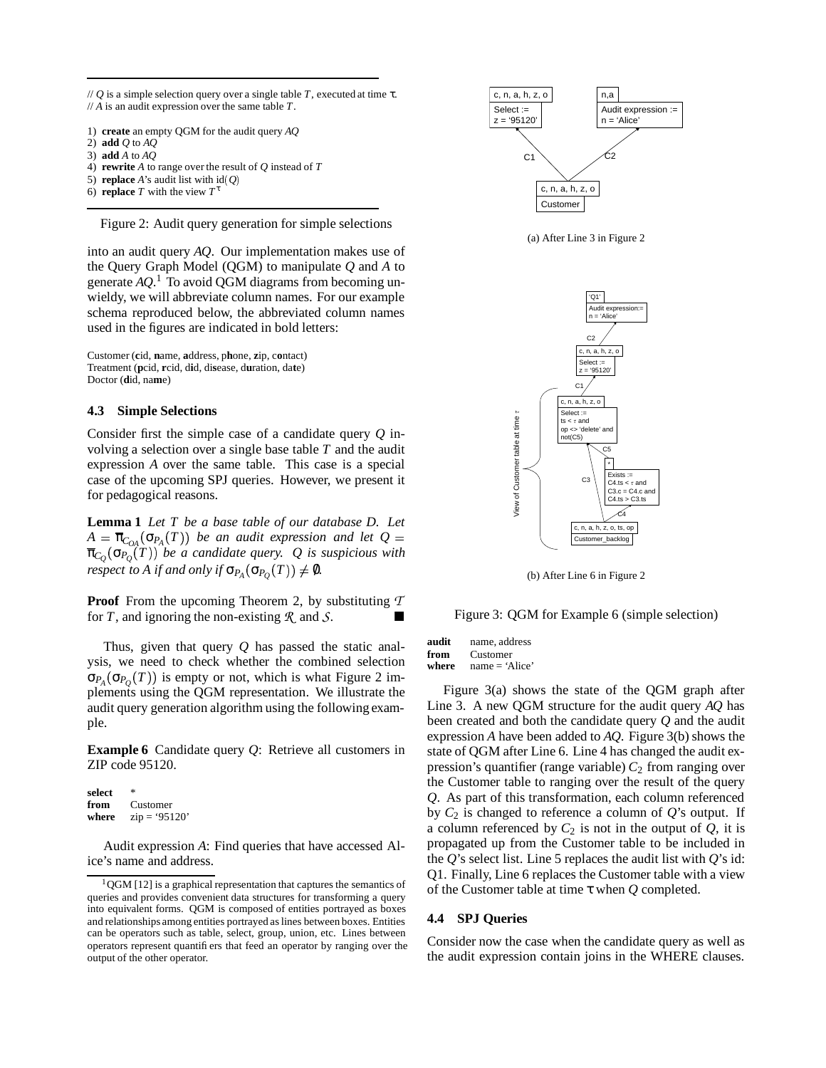```
// Q is a simple selection query over a single table T, executed at time τ.
// A is an audit expression over the same table T.

1) create an empty QGM for the audit query AQ
2) add Q to AQ
3) add A to AQ
4) rewrite A to range over the result of Q instead of T
5) replace A's audit list with id(Q)
6) replace T with the view T^τ
```

Figure 2: Audit query generation for simple selections

into an audit query *AQ*. Our implementation makes use of the Query Graph Model (QGM) to manipulate *Q* and *A* to generate *AQ*.[1] To avoid QGM diagrams from becoming unwieldy, we will abbreviate column names. For our example schema reproduced below, the abbreviated column names used in the figures are indicated in bold letters:

Customer (**c**id, **n**ame, **a**ddress, p**h**one, **z**ip, c**o**ntact)
Treatment (**p**cid, **r**cid, d**i**d, di**s**ease, d**u**ration, da**t**e)
Doctor (**d**id, na**m**e)

### 4.3 Simple Selections

Consider first the simple case of a candidate query *Q* involving a selection over a single base table *T* and the audit expression *A* over the same table. This case is a special case of the upcoming SPJ queries. However, we present it for pedagogical reasons.

**Lemma 1** *Let $T$ be a base table of our database $D$. Let $A = \pi_{C_{OA}}(\sigma_{P_A}(T))$ be an audit expression and let $Q = \pi_{C_Q}(\sigma_{P_Q}(T))$ be a candidate query. $Q$ is suspicious with respect to $A$ if and only if $\sigma_{P_A}(\sigma_{P_Q}(T)) \neq \emptyset$.*

**Proof** From the upcoming Theorem 2, by substituting $\mathcal{T}$ for $T$, and ignoring the non-existing $\mathcal{R}$ and $\mathcal{S}$. ■

Thus, given that query *Q* has passed the static analysis, we need to check whether the combined selection $\sigma_{P_A}(\sigma_{P_Q}(T))$ is empty or not, which is what Figure 2 implements using the QGM representation. We illustrate the audit query generation algorithm using the following example.

**Example 6** Candidate query *Q*: Retrieve all customers in ZIP code 95120.

```
select  *
from    Customer
where   zip = '95120'
```

Audit expression *A*: Find queries that have accessed Alice's name and address.

```
audit   name, address
from    Customer
where   name = 'Alice'
```

(a) After Line 3 in Figure 2

(b) After Line 6 in Figure 2

Figure 3: QGM for Example 6 (simple selection)

Figure 3(a) shows the state of the QGM graph after Line 3. A new QGM structure for the audit query *AQ* has been created and both the candidate query *Q* and the audit expression *A* have been added to *AQ*. Figure 3(b) shows the state of QGM after Line 6. Line 4 has changed the audit expression's quantifier (range variable) $C_2$ from ranging over the Customer table to ranging over the result of the query *Q*. As part of this transformation, each column referenced by $C_2$ is changed to reference a column of *Q*'s output. If a column referenced by $C_2$ is not in the output of *Q*, it is propagated up from the Customer table to be included in the *Q*'s select list. Line 5 replaces the audit list with *Q*'s id: Q1. Finally, Line 6 replaces the Customer table with a view of the Customer table at time τ when *Q* completed.

### 4.4 SPJ Queries

Consider now the case when the candidate query as well as the audit expression contain joins in the WHERE clauses.

[1] QGM [12] is a graphical representation that captures the semantics of queries and provides convenient data structures for transforming a query into equivalent forms. QGM is composed of entities portrayed as boxes and relationships among entities portrayed as lines between boxes. Entities can be operators such as table, select, group, union, etc. Lines between operators represent quantifiers that feed an operator by ranging over the output of the other operator.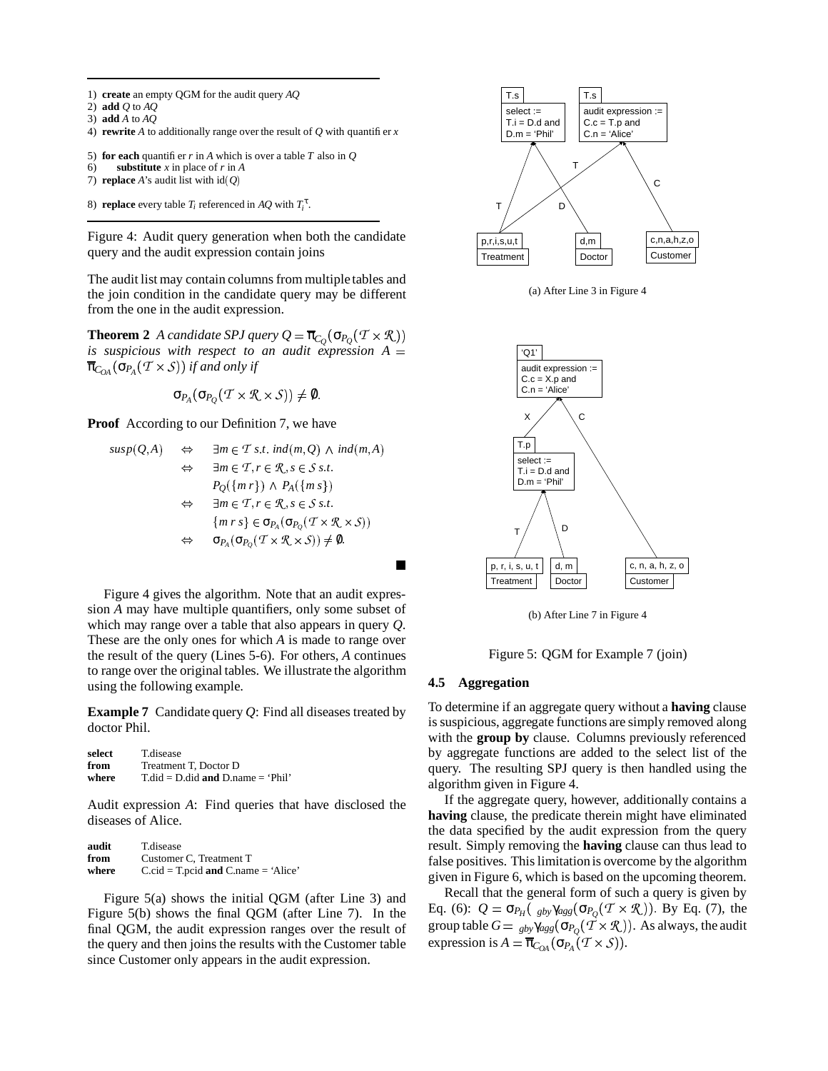1) **create** an empty QGM for the audit query *AQ*
2) **add** *Q* to *AQ*
3) **add** *A* to *AQ*
4) **rewrite** *A* to additionally range over the result of *Q* with quantifier *x*

5) **for each** quantifier *r* in *A* which is over a table *T* also in *Q*
6) **substitute** *x* in place of *r* in *A*
7) **replace** *A*'s audit list with id($Q$)

8) **replace** every table $T_i$ referenced in *AQ* with $T_i^\tau$.

Figure 4: Audit query generation when both the candidate query and the audit expression contain joins

The audit list may contain columns from multiple tables and the join condition in the candidate query may be different from the one in the audit expression.

**Theorem 2** *A candidate SPJ query* $Q = \pi_{C_Q}(\sigma_{P_Q}(\mathcal{T} \times \mathcal{R}))$ *is suspicious with respect to an audit expression* $A = \overline{\pi}_{C_{OA}}(\sigma_{P_A}(\mathcal{T} \times \mathcal{S}))$ *if and only if*

$$\sigma_{P_A}(\sigma_{P_Q}(\mathcal{T} \times \mathcal{R} \times \mathcal{S})) \neq \emptyset.$$

**Proof** According to our Definition 7, we have

$$
\begin{aligned}
susp(Q,A) \quad &\Leftrightarrow \quad \exists m \in \mathcal{T} \; s.t. \; ind(m,Q) \wedge ind(m,A) \\
&\Leftrightarrow \quad \exists m \in \mathcal{T}, r \in \mathcal{R}, s \in \mathcal{S} \; s.t. \\
&\qquad\quad P_Q(\{m\, r\}) \wedge P_A(\{m\, s\}) \\
&\Leftrightarrow \quad \exists m \in \mathcal{T}, r \in \mathcal{R}, s \in \mathcal{S} \; s.t. \\
&\qquad\quad \{m\, r\, s\} \in \sigma_{P_A}(\sigma_{P_Q}(\mathcal{T} \times \mathcal{R} \times \mathcal{S})) \\
&\Leftrightarrow \quad \sigma_{P_A}(\sigma_{P_Q}(\mathcal{T} \times \mathcal{R} \times \mathcal{S})) \neq \emptyset.
\end{aligned}
$$

■

Figure 4 gives the algorithm. Note that an audit expression *A* may have multiple quantifiers, only some subset of which may range over a table that also appears in query *Q*. These are the only ones for which *A* is made to range over the result of the query (Lines 5-6). For others, *A* continues to range over the original tables. We illustrate the algorithm using the following example.

**Example 7** Candidate query *Q*: Find all diseases treated by doctor Phil.

```
select   T.disease
from     Treatment T, Doctor D
where    T.did = D.did and D.name = 'Phil'
```

Audit expression *A*: Find queries that have disclosed the diseases of Alice.

```
audit    T.disease
from     Customer C, Treatment T
where    C.cid = T.pcid and C.name = 'Alice'
```

Figure 5(a) shows the initial QGM (after Line 3) and Figure 5(b) shows the final QGM (after Line 7). In the final QGM, the audit expression ranges over the result of the query and then joins the results with the Customer table since Customer only appears in the audit expression.

(a) After Line 3 in Figure 4

(b) After Line 7 in Figure 4

Figure 5: QGM for Example 7 (join)

### 4.5 Aggregation

To determine if an aggregate query without a **having** clause is suspicious, aggregate functions are simply removed along with the **group by** clause. Columns previously referenced by aggregate functions are added to the select list of the query. The resulting SPJ query is then handled using the algorithm given in Figure 4.

If the aggregate query, however, additionally contains a **having** clause, the predicate therein might have eliminated the data specified by the audit expression from the query result. Simply removing the **having** clause can thus lead to false positives. This limitation is overcome by the algorithm given in Figure 6, which is based on the upcoming theorem.

Recall that the general form of such a query is given by Eq. (6): $Q = \sigma_{P_H}(\,_{gby}\gamma_{agg}(\sigma_{P_Q}(\mathcal{T} \times \mathcal{R}))$. By Eq. (7), the group table $G = \,_{gby}\gamma_{agg}(\sigma_{P_Q}(\mathcal{T} \times \mathcal{R}))$. As always, the audit expression is $A = \overline{\pi}_{C_{OA}}(\sigma_{P_A}(\mathcal{T} \times \mathcal{S}))$.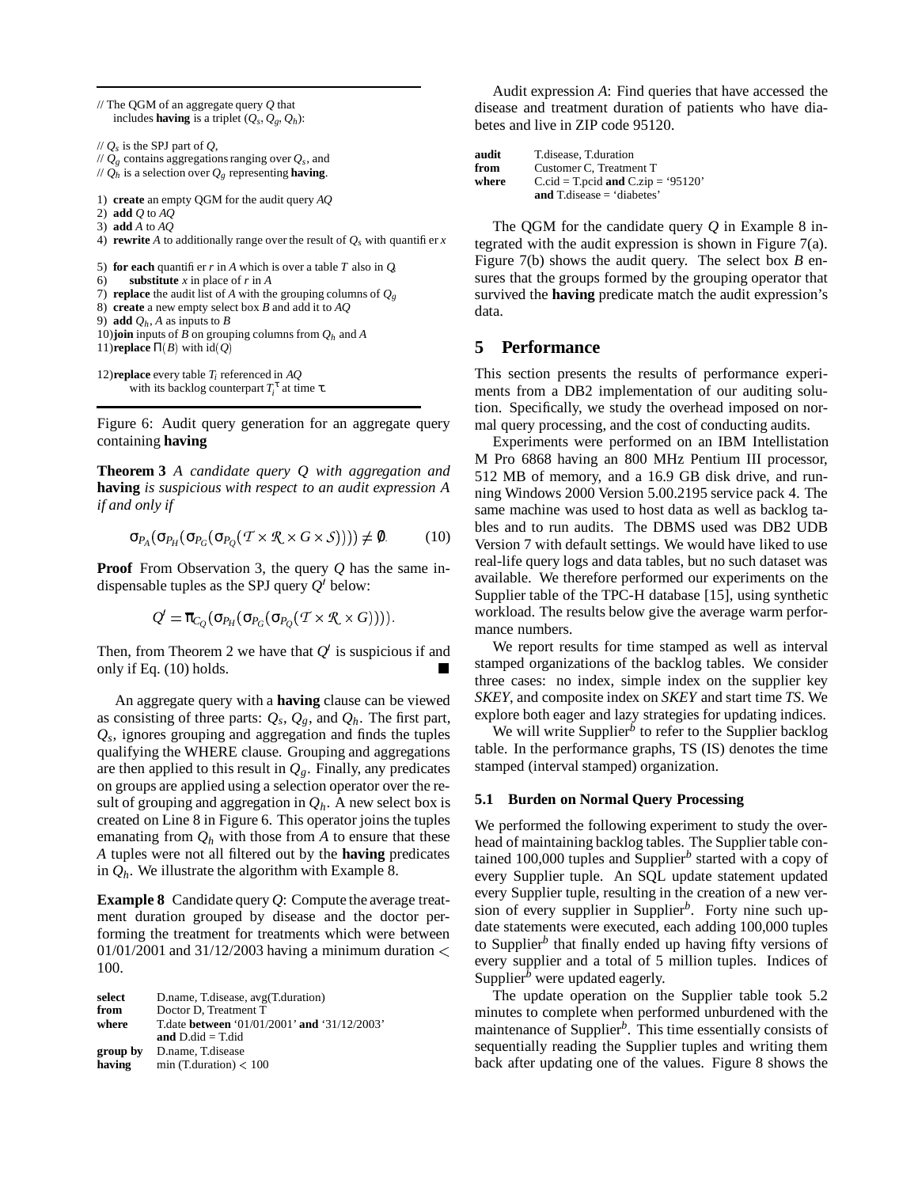```
// The QGM of an aggregate query Q that
   includes having is a triplet (Q_s, Q_g, Q_h):

// Q_s is the SPJ part of Q,
// Q_g contains aggregations ranging over Q_s, and
// Q_h is a selection over Q_g representing having.

1) create an empty QGM for the audit query AQ
2) add Q to AQ
3) add A to AQ
4) rewrite A to additionally range over the result of Q_s with quantifier x

5) for each quantifier r in A which is over a table T also in Q
6)     substitute x in place of r in A
7) replace the audit list of A with the grouping columns of Q_g
8) create a new empty select box B and add it to AQ
9) add Q_h, A as inputs to B
10) join inputs of B on grouping columns from Q_h and A
11) replace Π(B) with id(Q)

12) replace every table T_i referenced in AQ
       with its backlog counterpart T_i^τ at time τ.
```

Figure 6: Audit query generation for an aggregate query containing **having**

**Theorem 3** *A candidate query Q with aggregation and* **having** *is suspicious with respect to an audit expression A if and only if*

$$\sigma_{P_A}(\sigma_{P_H}(\sigma_{P_G}(\sigma_{P_Q}(\mathcal{T} \times \mathcal{R} \times G \times \mathcal{S})))) \neq \emptyset. \qquad (10)$$

**Proof** From Observation 3, the query $Q$ has the same indispensable tuples as the SPJ query $Q'$ below:

$$Q' = \pi_{C_Q}(\sigma_{P_H}(\sigma_{P_G}(\sigma_{P_Q}(\mathcal{T} \times \mathcal{R} \times G)))).$$

Then, from Theorem 2 we have that $Q'$ is suspicious if and only if Eq. (10) holds. ∎

An aggregate query with a **having** clause can be viewed as consisting of three parts: $Q_s$, $Q_g$, and $Q_h$. The first part, $Q_s$, ignores grouping and aggregation and finds the tuples qualifying the WHERE clause. Grouping and aggregations are then applied to this result in $Q_g$. Finally, any predicates on groups are applied using a selection operator over the result of grouping and aggregation in $Q_h$. A new select box is created on Line 8 in Figure 6. This operator joins the tuples emanating from $Q_h$ with those from $A$ to ensure that these $A$ tuples were not all filtered out by the **having** predicates in $Q_h$. We illustrate the algorithm with Example 8.

**Example 8** Candidate query $Q$: Compute the average treatment duration grouped by disease and the doctor performing the treatment for treatments which were between 01/01/2001 and 31/12/2003 having a minimum duration < 100.

```
select    D.name, T.disease, avg(T.duration)
from      Doctor D, Treatment T
where     T.date between '01/01/2001' and '31/12/2003'
          and D.did = T.did
group by  D.name, T.disease
having    min (T.duration) < 100
```

Audit expression $A$: Find queries that have accessed the disease and treatment duration of patients who have diabetes and live in ZIP code 95120.

```
audit   T.disease, T.duration
from    Customer C, Treatment T
where   C.cid = T.pcid and C.zip = '95120'
        and T.disease = 'diabetes'
```

The QGM for the candidate query $Q$ in Example 8 integrated with the audit expression is shown in Figure 7(a). Figure 7(b) shows the audit query. The select box $B$ ensures that the groups formed by the grouping operator that survived the **having** predicate match the audit expression's data.

## 5 Performance

This section presents the results of performance experiments from a DB2 implementation of our auditing solution. Specifically, we study the overhead imposed on normal query processing, and the cost of conducting audits.

Experiments were performed on an IBM Intellistation M Pro 6868 having an 800 MHz Pentium III processor, 512 MB of memory, and a 16.9 GB disk drive, and running Windows 2000 Version 5.00.2195 service pack 4. The same machine was used to host data as well as backlog tables and to run audits. The DBMS used was DB2 UDB Version 7 with default settings. We would have liked to use real-life query logs and data tables, but no such dataset was available. We therefore performed our experiments on the Supplier table of the TPC-H database [15], using synthetic workload. The results below give the average warm performance numbers.

We report results for time stamped as well as interval stamped organizations of the backlog tables. We consider three cases: no index, simple index on the supplier key *SKEY*, and composite index on *SKEY* and start time *TS*. We explore both eager and lazy strategies for updating indices.

We will write Supplier$^b$ to refer to the Supplier backlog table. In the performance graphs, TS (IS) denotes the time stamped (interval stamped) organization.

### 5.1 Burden on Normal Query Processing

We performed the following experiment to study the overhead of maintaining backlog tables. The Supplier table contained 100,000 tuples and Supplier$^b$ started with a copy of every Supplier tuple. An SQL update statement updated every Supplier tuple, resulting in the creation of a new version of every supplier in Supplier$^b$. Forty nine such update statements were executed, each adding 100,000 tuples to Supplier$^b$ that finally ended up having fifty versions of every supplier and a total of 5 million tuples. Indices of Supplier$^b$ were updated eagerly.

The update operation on the Supplier table took 5.2 minutes to complete when performed unburdened with the maintenance of Supplier$^b$. This time essentially consists of sequentially reading the Supplier tuples and writing them back after updating one of the values. Figure 8 shows the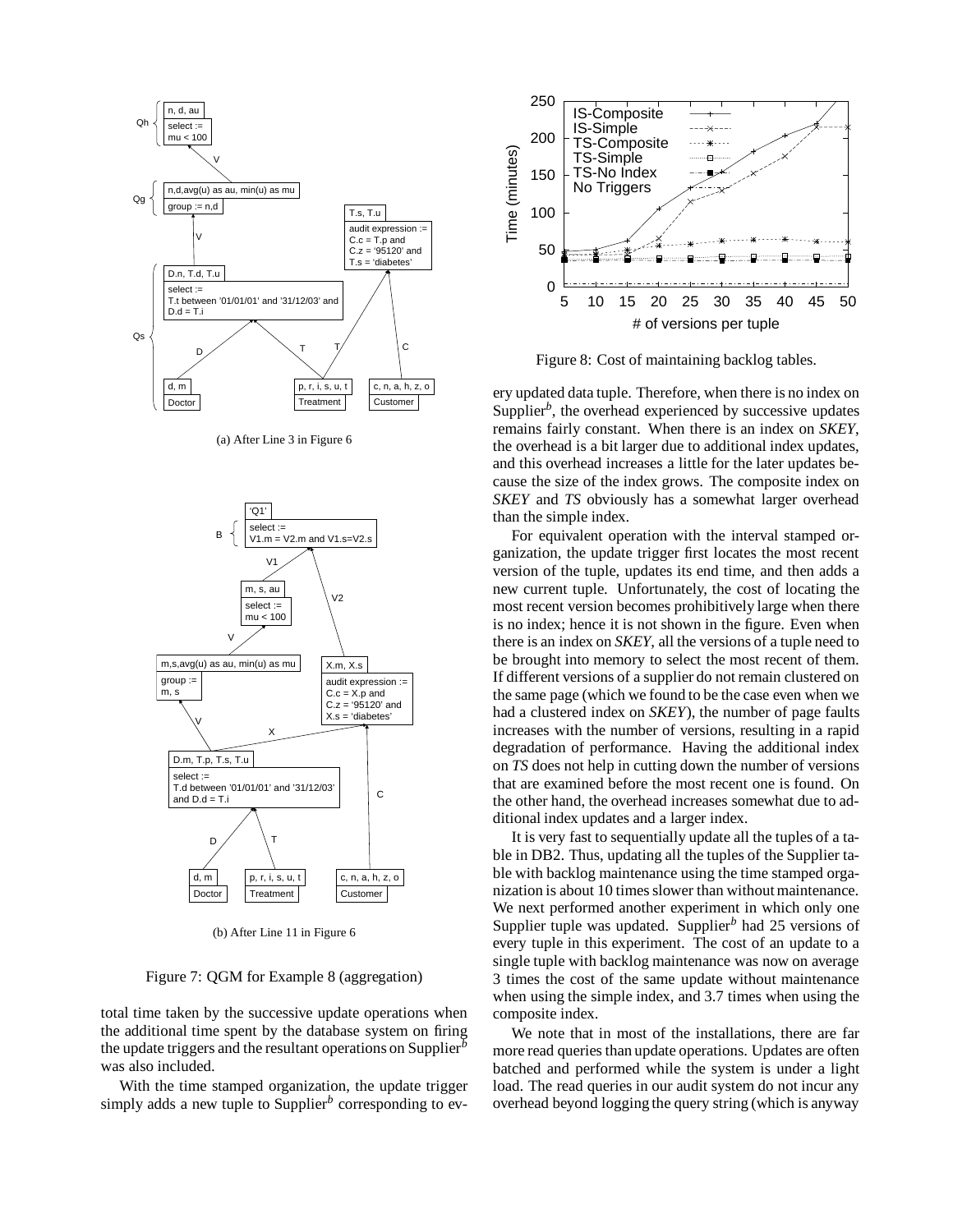(a) After Line 3 in Figure 6

(b) After Line 11 in Figure 6

Figure 7: QGM for Example 8 (aggregation)

total time taken by the successive update operations when the additional time spent by the database system on firing the update triggers and the resultant operations on Supplier$^b$ was also included.

With the time stamped organization, the update trigger simply adds a new tuple to Supplier$^b$ corresponding to every updated data tuple. Therefore, when there is no index on Supplier$^b$, the overhead experienced by successive updates remains fairly constant. When there is an index on *SKEY*, the overhead is a bit larger due to additional index updates, and this overhead increases a little for the later updates because the size of the index grows. The composite index on *SKEY* and *TS* obviously has a somewhat larger overhead than the simple index.

Figure 8: Cost of maintaining backlog tables.

For equivalent operation with the interval stamped organization, the update trigger first locates the most recent version of the tuple, updates its end time, and then adds a new current tuple. Unfortunately, the cost of locating the most recent version becomes prohibitively large when there is no index; hence it is not shown in the figure. Even when there is an index on *SKEY*, all the versions of a tuple need to be brought into memory to select the most recent of them. If different versions of a supplier do not remain clustered on the same page (which we found to be the case even when we had a clustered index on *SKEY*), the number of page faults increases with the number of versions, resulting in a rapid degradation of performance. Having the additional index on *TS* does not help in cutting down the number of versions that are examined before the most recent one is found. On the other hand, the overhead increases somewhat due to additional index updates and a larger index.

It is very fast to sequentially update all the tuples of a table in DB2. Thus, updating all the tuples of the Supplier table with backlog maintenance using the time stamped organization is about 10 times slower than without maintenance. We next performed another experiment in which only one Supplier tuple was updated. Supplier$^b$ had 25 versions of every tuple in this experiment. The cost of an update to a single tuple with backlog maintenance was now on average 3 times the cost of the same update without maintenance when using the simple index, and 3.7 times when using the composite index.

We note that in most of the installations, there are far more read queries than update operations. Updates are often batched and performed while the system is under a light load. The read queries in our audit system do not incur any overhead beyond logging the query string (which is anyway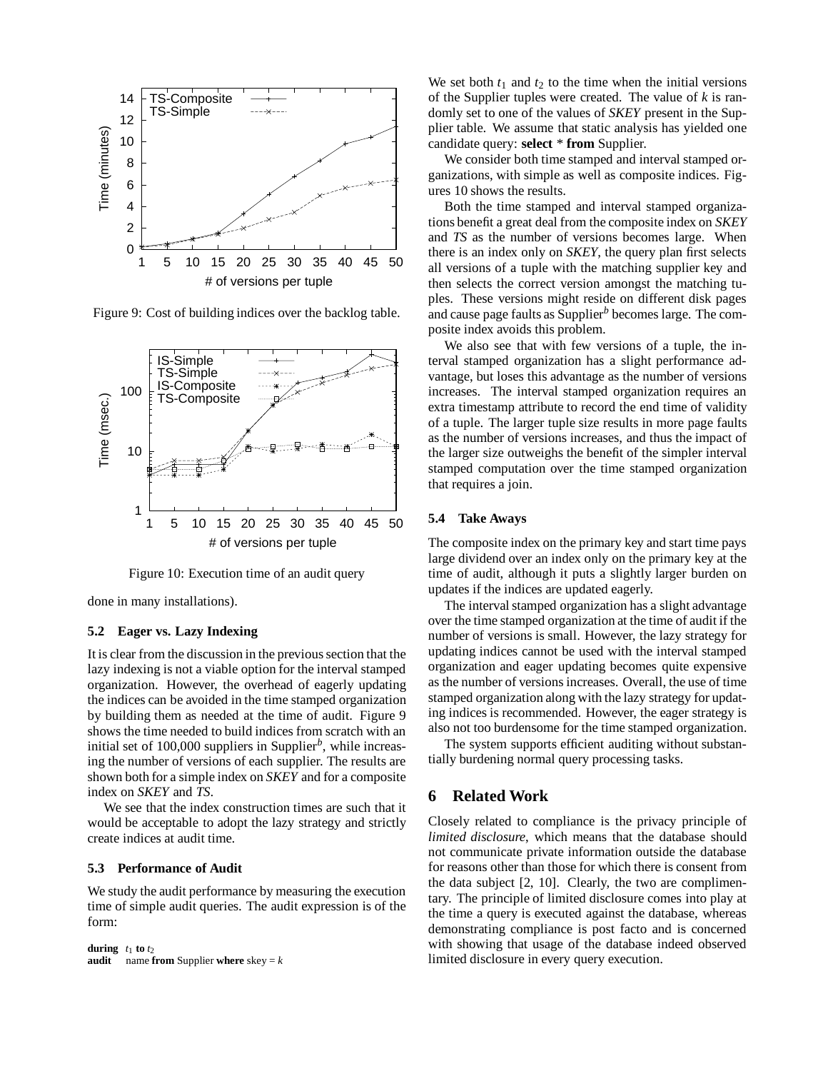Figure 9: Cost of building indices over the backlog table.

Figure 10: Execution time of an audit query

done in many installations).

### 5.2 Eager vs. Lazy Indexing

It is clear from the discussion in the previous section that the lazy indexing is not a viable option for the interval stamped organization. However, the overhead of eagerly updating the indices can be avoided in the time stamped organization by building them as needed at the time of audit. Figure 9 shows the time needed to build indices from scratch with an initial set of 100,000 suppliers in Supplier$^b$, while increasing the number of versions of each supplier. The results are shown both for a simple index on *SKEY* and for a composite index on *SKEY* and *TS*.

We see that the index construction times are such that it would be acceptable to adopt the lazy strategy and strictly create indices at audit time.

### 5.3 Performance of Audit

We study the audit performance by measuring the execution time of simple audit queries. The audit expression is of the form:

**during** $t_1$ **to** $t_2$
**audit** name **from** Supplier **where** skey = $k$

We set both $t_1$ and $t_2$ to the time when the initial versions of the Supplier tuples were created. The value of $k$ is randomly set to one of the values of *SKEY* present in the Supplier table. We assume that static analysis has yielded one candidate query: **select** * **from** Supplier.

We consider both time stamped and interval stamped organizations, with simple as well as composite indices. Figures 10 shows the results.

Both the time stamped and interval stamped organizations benefit a great deal from the composite index on *SKEY* and *TS* as the number of versions becomes large. When there is an index only on *SKEY*, the query plan first selects all versions of a tuple with the matching supplier key and then selects the correct version amongst the matching tuples. These versions might reside on different disk pages and cause page faults as Supplier$^b$ becomes large. The composite index avoids this problem.

We also see that with few versions of a tuple, the interval stamped organization has a slight performance advantage, but loses this advantage as the number of versions increases. The interval stamped organization requires an extra timestamp attribute to record the end time of validity of a tuple. The larger tuple size results in more page faults as the number of versions increases, and thus the impact of the larger size outweighs the benefit of the simpler interval stamped computation over the time stamped organization that requires a join.

### 5.4 Take Aways

The composite index on the primary key and start time pays large dividend over an index only on the primary key at the time of audit, although it puts a slightly larger burden on updates if the indices are updated eagerly.

The interval stamped organization has a slight advantage over the time stamped organization at the time of audit if the number of versions is small. However, the lazy strategy for updating indices cannot be used with the interval stamped organization and eager updating becomes quite expensive as the number of versions increases. Overall, the use of time stamped organization along with the lazy strategy for updating indices is recommended. However, the eager strategy is also not too burdensome for the time stamped organization.

The system supports efficient auditing without substantially burdening normal query processing tasks.

## 6 Related Work

Closely related to compliance is the privacy principle of *limited disclosure*, which means that the database should not communicate private information outside the database for reasons other than those for which there is consent from the data subject [2, 10]. Clearly, the two are complimentary. The principle of limited disclosure comes into play at the time a query is executed against the database, whereas demonstrating compliance is post facto and is concerned with showing that usage of the database indeed observed limited disclosure in every query execution.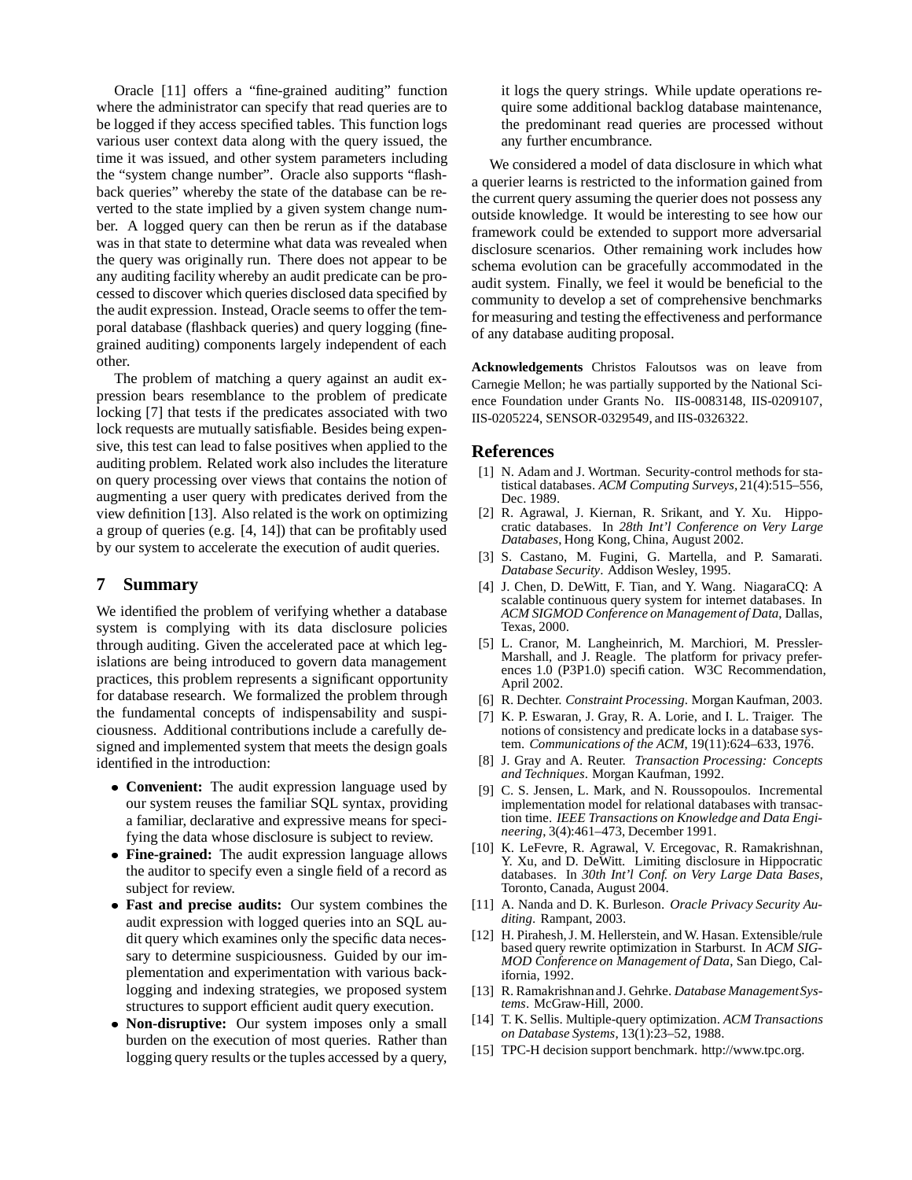Oracle [11] offers a "fine-grained auditing" function where the administrator can specify that read queries are to be logged if they access specified tables. This function logs various user context data along with the query issued, the time it was issued, and other system parameters including the "system change number". Oracle also supports "flashback queries" whereby the state of the database can be reverted to the state implied by a given system change number. A logged query can then be rerun as if the database was in that state to determine what data was revealed when the query was originally run. There does not appear to be any auditing facility whereby an audit predicate can be processed to discover which queries disclosed data specified by the audit expression. Instead, Oracle seems to offer the temporal database (flashback queries) and query logging (fine-grained auditing) components largely independent of each other.

The problem of matching a query against an audit expression bears resemblance to the problem of predicate locking [7] that tests if the predicates associated with two lock requests are mutually satisfiable. Besides being expensive, this test can lead to false positives when applied to the auditing problem. Related work also includes the literature on query processing over views that contains the notion of augmenting a user query with predicates derived from the view definition [13]. Also related is the work on optimizing a group of queries (e.g. [4, 14]) that can be profitably used by our system to accelerate the execution of audit queries.

## 7 Summary

We identified the problem of verifying whether a database system is complying with its data disclosure policies through auditing. Given the accelerated pace at which legislations are being introduced to govern data management practices, this problem represents a significant opportunity for database research. We formalized the problem through the fundamental concepts of indispensability and suspiciousness. Additional contributions include a carefully designed and implemented system that meets the design goals identified in the introduction:

- **Convenient:** The audit expression language used by our system reuses the familiar SQL syntax, providing a familiar, declarative and expressive means for specifying the data whose disclosure is subject to review.
- **Fine-grained:** The audit expression language allows the auditor to specify even a single field of a record as subject for review.
- **Fast and precise audits:** Our system combines the audit expression with logged queries into an SQL audit query which examines only the specific data necessary to determine suspiciousness. Guided by our implementation and experimentation with various backlogging and indexing strategies, we proposed system structures to support efficient audit query execution.
- **Non-disruptive:** Our system imposes only a small burden on the execution of most queries. Rather than logging query results or the tuples accessed by a query, it logs the query strings. While update operations require some additional backlog database maintenance, the predominant read queries are processed without any further encumbrance.

We considered a model of data disclosure in which what a querier learns is restricted to the information gained from the current query assuming the querier does not possess any outside knowledge. It would be interesting to see how our framework could be extended to support more adversarial disclosure scenarios. Other remaining work includes how schema evolution can be gracefully accommodated in the audit system. Finally, we feel it would be beneficial to the community to develop a set of comprehensive benchmarks for measuring and testing the effectiveness and performance of any database auditing proposal.

**Acknowledgements** Christos Faloutsos was on leave from Carnegie Mellon; he was partially supported by the National Science Foundation under Grants No. IIS-0083148, IIS-0209107, IIS-0205224, SENSOR-0329549, and IIS-0326322.

## References

[1] N. Adam and J. Wortman. Security-control methods for statistical databases. *ACM Computing Surveys*, 21(4):515–556, Dec. 1989.

[2] R. Agrawal, J. Kiernan, R. Srikant, and Y. Xu. Hippocratic databases. In *28th Int'l Conference on Very Large Databases*, Hong Kong, China, August 2002.

[3] S. Castano, M. Fugini, G. Martella, and P. Samarati. *Database Security*. Addison Wesley, 1995.

[4] J. Chen, D. DeWitt, F. Tian, and Y. Wang. NiagaraCQ: A scalable continuous query system for internet databases. In *ACM SIGMOD Conference on Management of Data*, Dallas, Texas, 2000.

[5] L. Cranor, M. Langheinrich, M. Marchiori, M. Pressler-Marshall, and J. Reagle. The platform for privacy preferences 1.0 (P3P1.0) specification. W3C Recommendation, April 2002.

[6] R. Dechter. *Constraint Processing*. Morgan Kaufman, 2003.

[7] K. P. Eswaran, J. Gray, R. A. Lorie, and I. L. Traiger. The notions of consistency and predicate locks in a database system. *Communications of the ACM*, 19(11):624–633, 1976.

[8] J. Gray and A. Reuter. *Transaction Processing: Concepts and Techniques*. Morgan Kaufman, 1992.

[9] C. S. Jensen, L. Mark, and N. Roussopoulos. Incremental implementation model for relational databases with transaction time. *IEEE Transactions on Knowledge and Data Engineering*, 3(4):461–473, December 1991.

[10] K. LeFevre, R. Agrawal, V. Ercegovac, R. Ramakrishnan, Y. Xu, and D. DeWitt. Limiting disclosure in Hippocratic databases. In *30th Int'l Conf. on Very Large Data Bases*, Toronto, Canada, August 2004.

[11] A. Nanda and D. K. Burleson. *Oracle Privacy Security Auditing*. Rampant, 2003.

[12] H. Pirahesh, J. M. Hellerstein, and W. Hasan. Extensible/rule based query rewrite optimization in Starburst. In *ACM SIGMOD Conference on Management of Data*, San Diego, California, 1992.

[13] R. Ramakrishnan and J. Gehrke. *Database Management Systems*. McGraw-Hill, 2000.

[14] T. K. Sellis. Multiple-query optimization. *ACM Transactions on Database Systems*, 13(1):23–52, 1988.

[15] TPC-H decision support benchmark. http://www.tpc.org.